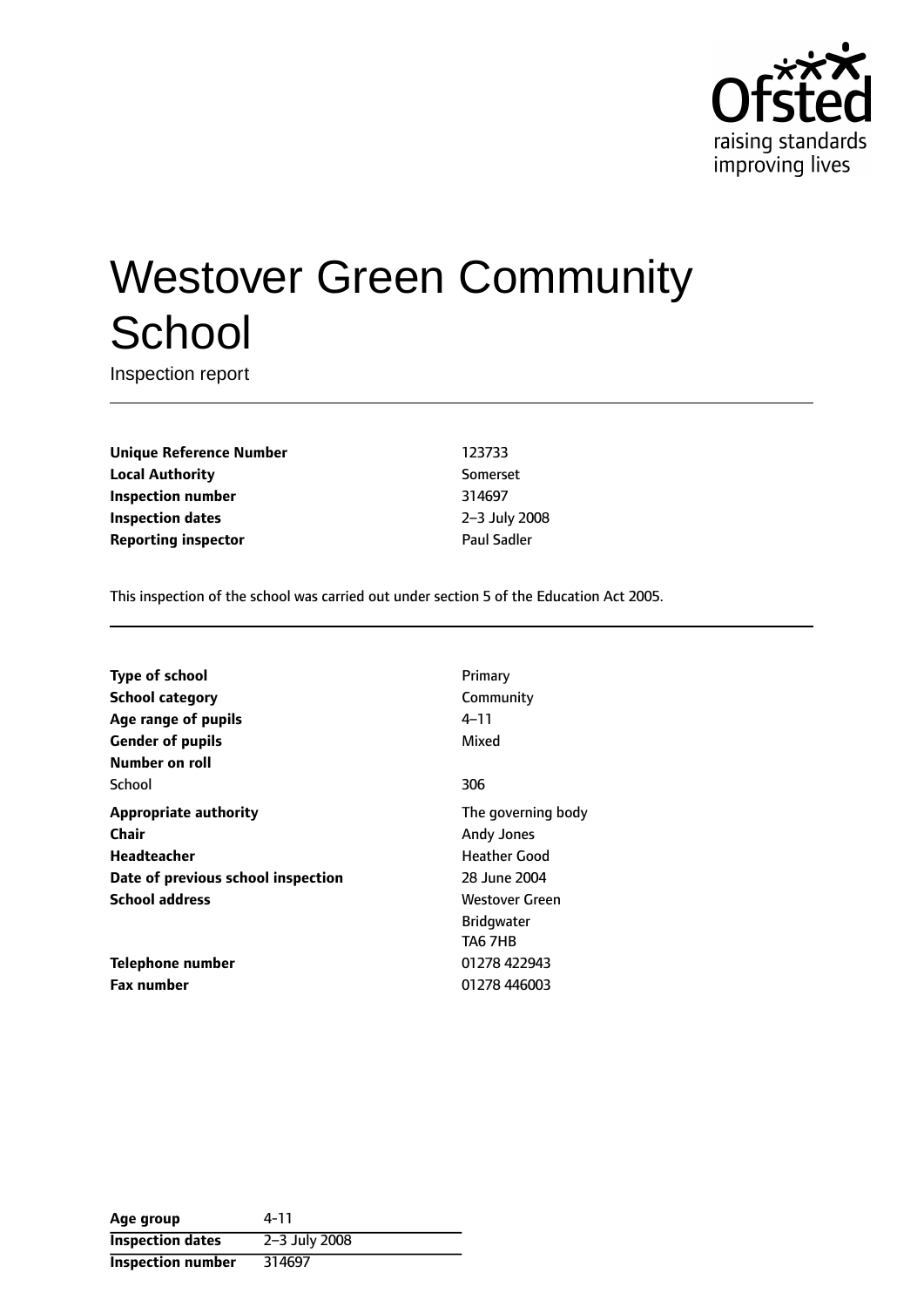# Westover Green Community School

Inspection report

| | |
|---|---|
| **Unique Reference Number** | 123733 |
| **Local Authority** | Somerset |
| **Inspection number** | 314697 |
| **Inspection dates** | 2–3 July 2008 |
| **Reporting inspector** | Paul Sadler |

This inspection of the school was carried out under section 5 of the Education Act 2005.

| | |
|---|---|
| **Type of school** | Primary |
| **School category** | Community |
| **Age range of pupils** | 4–11 |
| **Gender of pupils** | Mixed |
| **Number on roll** | |
| School | 306 |
| **Appropriate authority** | The governing body |
| **Chair** | Andy Jones |
| **Headteacher** | Heather Good |
| **Date of previous school inspection** | 28 June 2004 |
| **School address** | Westover Green<br>Bridgwater<br>TA6 7HB |
| **Telephone number** | 01278 422943 |
| **Fax number** | 01278 446003 |

| | |
|---|---|
| **Age group** | 4-11 |
| **Inspection dates** | 2–3 July 2008 |
| **Inspection number** | 314697 |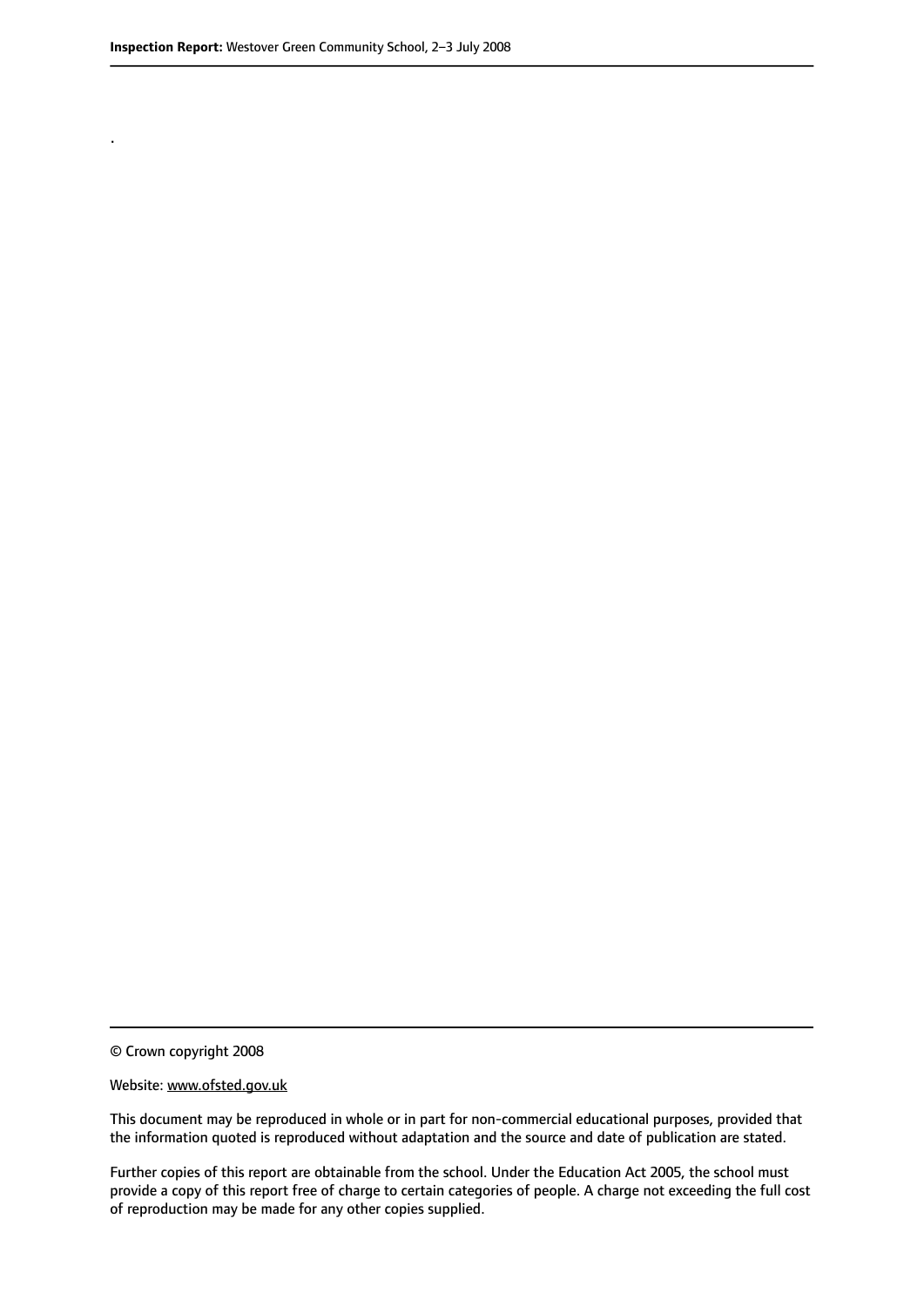.

© Crown copyright 2008

Website: www.ofsted.gov.uk

This document may be reproduced in whole or in part for non-commercial educational purposes, provided that the information quoted is reproduced without adaptation and the source and date of publication are stated.

Further copies of this report are obtainable from the school. Under the Education Act 2005, the school must provide a copy of this report free of charge to certain categories of people. A charge not exceeding the full cost of reproduction may be made for any other copies supplied.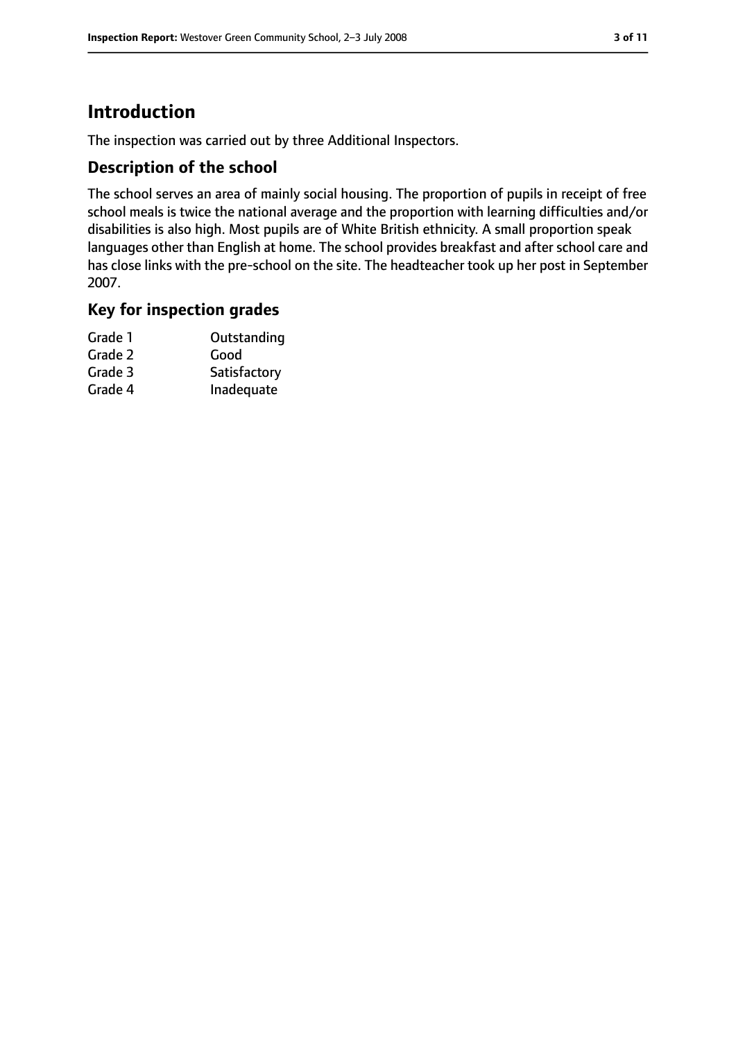# Introduction

The inspection was carried out by three Additional Inspectors.

## Description of the school

The school serves an area of mainly social housing. The proportion of pupils in receipt of free school meals is twice the national average and the proportion with learning difficulties and/or disabilities is also high. Most pupils are of White British ethnicity. A small proportion speak languages other than English at home. The school provides breakfast and after school care and has close links with the pre-school on the site. The headteacher took up her post in September 2007.

## Key for inspection grades

| | |
|---|---|
| Grade 1 | Outstanding |
| Grade 2 | Good |
| Grade 3 | Satisfactory |
| Grade 4 | Inadequate |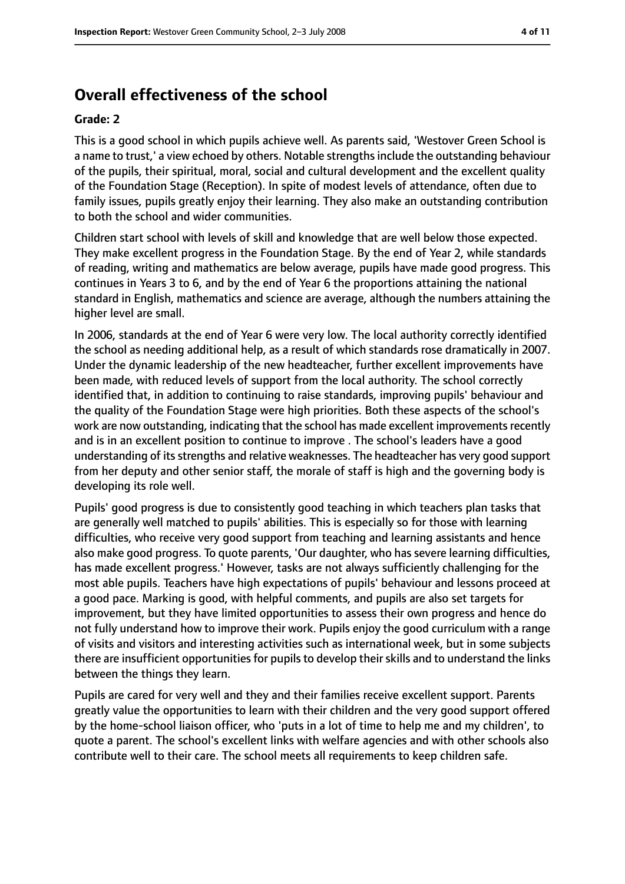## Overall effectiveness of the school

**Grade: 2**

This is a good school in which pupils achieve well. As parents said, 'Westover Green School is a name to trust,' a view echoed by others. Notable strengths include the outstanding behaviour of the pupils, their spiritual, moral, social and cultural development and the excellent quality of the Foundation Stage (Reception). In spite of modest levels of attendance, often due to family issues, pupils greatly enjoy their learning. They also make an outstanding contribution to both the school and wider communities.

Children start school with levels of skill and knowledge that are well below those expected. They make excellent progress in the Foundation Stage. By the end of Year 2, while standards of reading, writing and mathematics are below average, pupils have made good progress. This continues in Years 3 to 6, and by the end of Year 6 the proportions attaining the national standard in English, mathematics and science are average, although the numbers attaining the higher level are small.

In 2006, standards at the end of Year 6 were very low. The local authority correctly identified the school as needing additional help, as a result of which standards rose dramatically in 2007. Under the dynamic leadership of the new headteacher, further excellent improvements have been made, with reduced levels of support from the local authority. The school correctly identified that, in addition to continuing to raise standards, improving pupils' behaviour and the quality of the Foundation Stage were high priorities. Both these aspects of the school's work are now outstanding, indicating that the school has made excellent improvements recently and is in an excellent position to continue to improve . The school's leaders have a good understanding of its strengths and relative weaknesses. The headteacher has very good support from her deputy and other senior staff, the morale of staff is high and the governing body is developing its role well.

Pupils' good progress is due to consistently good teaching in which teachers plan tasks that are generally well matched to pupils' abilities. This is especially so for those with learning difficulties, who receive very good support from teaching and learning assistants and hence also make good progress. To quote parents, 'Our daughter, who has severe learning difficulties, has made excellent progress.' However, tasks are not always sufficiently challenging for the most able pupils. Teachers have high expectations of pupils' behaviour and lessons proceed at a good pace. Marking is good, with helpful comments, and pupils are also set targets for improvement, but they have limited opportunities to assess their own progress and hence do not fully understand how to improve their work. Pupils enjoy the good curriculum with a range of visits and visitors and interesting activities such as international week, but in some subjects there are insufficient opportunities for pupils to develop their skills and to understand the links between the things they learn.

Pupils are cared for very well and they and their families receive excellent support. Parents greatly value the opportunities to learn with their children and the very good support offered by the home-school liaison officer, who 'puts in a lot of time to help me and my children', to quote a parent. The school's excellent links with welfare agencies and with other schools also contribute well to their care. The school meets all requirements to keep children safe.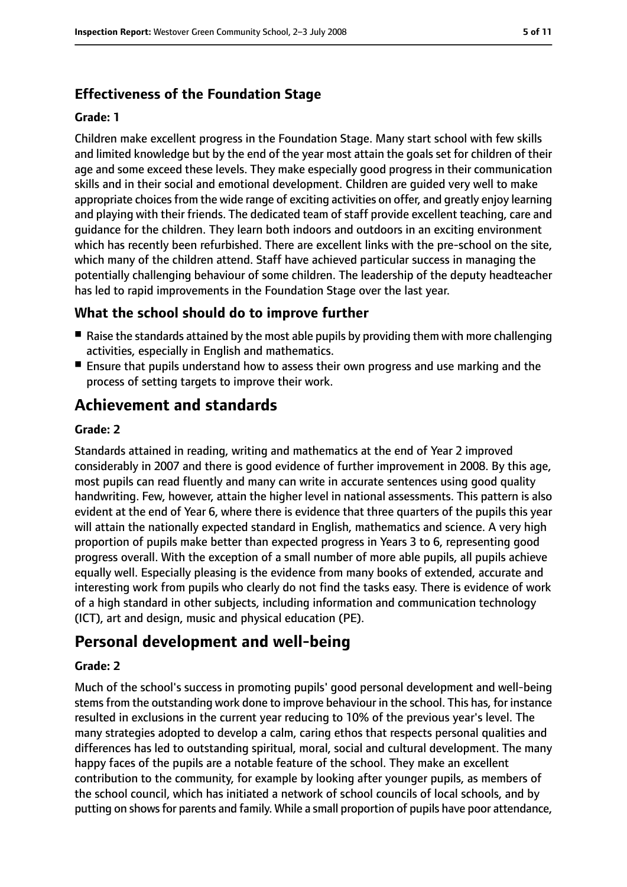### Effectiveness of the Foundation Stage

#### Grade: 1

Children make excellent progress in the Foundation Stage. Many start school with few skills and limited knowledge but by the end of the year most attain the goals set for children of their age and some exceed these levels. They make especially good progress in their communication skills and in their social and emotional development. Children are guided very well to make appropriate choices from the wide range of exciting activities on offer, and greatly enjoy learning and playing with their friends. The dedicated team of staff provide excellent teaching, care and guidance for the children. They learn both indoors and outdoors in an exciting environment which has recently been refurbished. There are excellent links with the pre-school on the site, which many of the children attend. Staff have achieved particular success in managing the potentially challenging behaviour of some children. The leadership of the deputy headteacher has led to rapid improvements in the Foundation Stage over the last year.

### What the school should do to improve further

- Raise the standards attained by the most able pupils by providing them with more challenging activities, especially in English and mathematics.
- Ensure that pupils understand how to assess their own progress and use marking and the process of setting targets to improve their work.

## Achievement and standards

#### Grade: 2

Standards attained in reading, writing and mathematics at the end of Year 2 improved considerably in 2007 and there is good evidence of further improvement in 2008. By this age, most pupils can read fluently and many can write in accurate sentences using good quality handwriting. Few, however, attain the higher level in national assessments. This pattern is also evident at the end of Year 6, where there is evidence that three quarters of the pupils this year will attain the nationally expected standard in English, mathematics and science. A very high proportion of pupils make better than expected progress in Years 3 to 6, representing good progress overall. With the exception of a small number of more able pupils, all pupils achieve equally well. Especially pleasing is the evidence from many books of extended, accurate and interesting work from pupils who clearly do not find the tasks easy. There is evidence of work of a high standard in other subjects, including information and communication technology (ICT), art and design, music and physical education (PE).

## Personal development and well-being

#### Grade: 2

Much of the school's success in promoting pupils' good personal development and well-being stems from the outstanding work done to improve behaviour in the school. This has, for instance resulted in exclusions in the current year reducing to 10% of the previous year's level. The many strategies adopted to develop a calm, caring ethos that respects personal qualities and differences has led to outstanding spiritual, moral, social and cultural development. The many happy faces of the pupils are a notable feature of the school. They make an excellent contribution to the community, for example by looking after younger pupils, as members of the school council, which has initiated a network of school councils of local schools, and by putting on shows for parents and family. While a small proportion of pupils have poor attendance,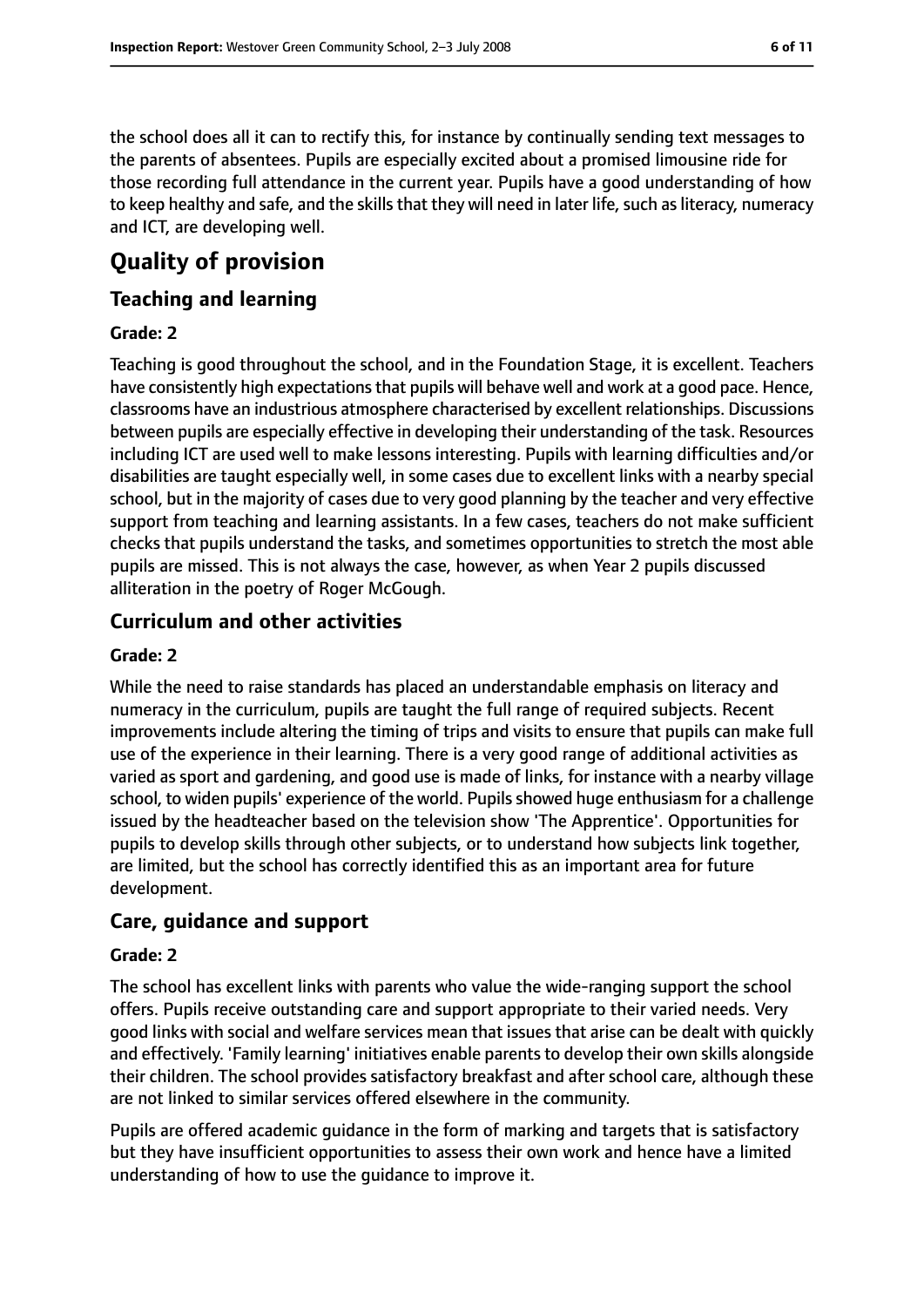the school does all it can to rectify this, for instance by continually sending text messages to the parents of absentees. Pupils are especially excited about a promised limousine ride for those recording full attendance in the current year. Pupils have a good understanding of how to keep healthy and safe, and the skills that they will need in later life, such as literacy, numeracy and ICT, are developing well.

# Quality of provision

## Teaching and learning

### Grade: 2

Teaching is good throughout the school, and in the Foundation Stage, it is excellent. Teachers have consistently high expectations that pupils will behave well and work at a good pace. Hence, classrooms have an industrious atmosphere characterised by excellent relationships. Discussions between pupils are especially effective in developing their understanding of the task. Resources including ICT are used well to make lessons interesting. Pupils with learning difficulties and/or disabilities are taught especially well, in some cases due to excellent links with a nearby special school, but in the majority of cases due to very good planning by the teacher and very effective support from teaching and learning assistants. In a few cases, teachers do not make sufficient checks that pupils understand the tasks, and sometimes opportunities to stretch the most able pupils are missed. This is not always the case, however, as when Year 2 pupils discussed alliteration in the poetry of Roger McGough.

## Curriculum and other activities

### Grade: 2

While the need to raise standards has placed an understandable emphasis on literacy and numeracy in the curriculum, pupils are taught the full range of required subjects. Recent improvements include altering the timing of trips and visits to ensure that pupils can make full use of the experience in their learning. There is a very good range of additional activities as varied as sport and gardening, and good use is made of links, for instance with a nearby village school, to widen pupils' experience of the world. Pupils showed huge enthusiasm for a challenge issued by the headteacher based on the television show 'The Apprentice'. Opportunities for pupils to develop skills through other subjects, or to understand how subjects link together, are limited, but the school has correctly identified this as an important area for future development.

## Care, guidance and support

### Grade: 2

The school has excellent links with parents who value the wide-ranging support the school offers. Pupils receive outstanding care and support appropriate to their varied needs. Very good links with social and welfare services mean that issues that arise can be dealt with quickly and effectively. 'Family learning' initiatives enable parents to develop their own skills alongside their children. The school provides satisfactory breakfast and after school care, although these are not linked to similar services offered elsewhere in the community.

Pupils are offered academic guidance in the form of marking and targets that is satisfactory but they have insufficient opportunities to assess their own work and hence have a limited understanding of how to use the guidance to improve it.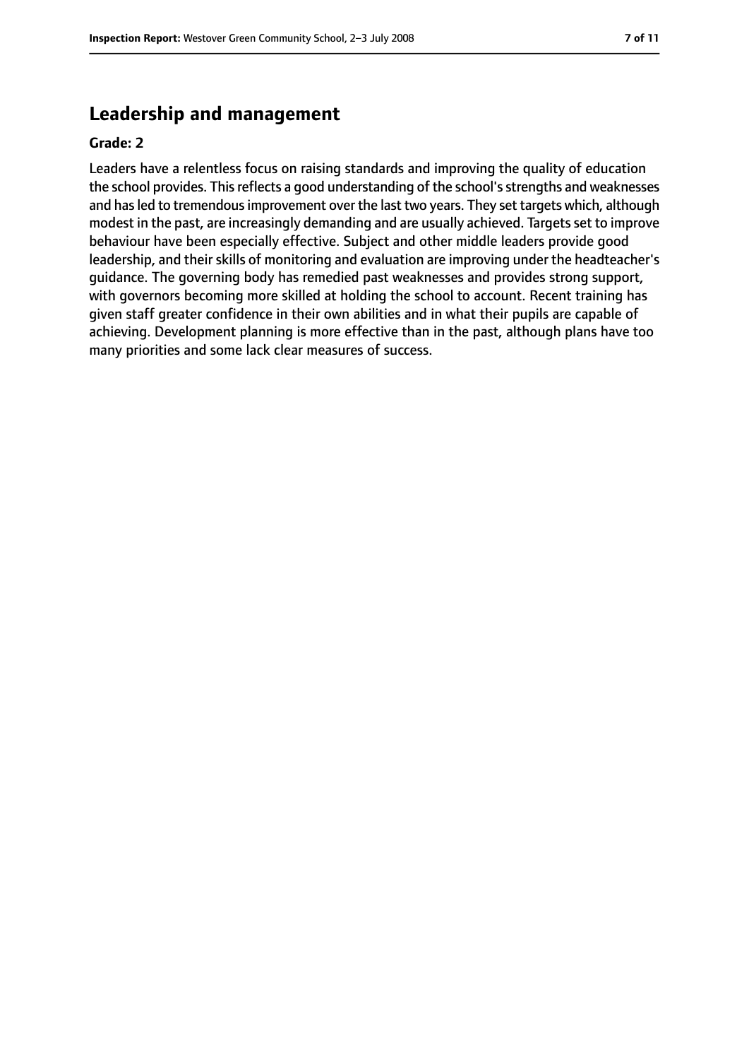## Leadership and management

**Grade: 2**

Leaders have a relentless focus on raising standards and improving the quality of education the school provides. This reflects a good understanding of the school's strengths and weaknesses and has led to tremendous improvement over the last two years. They set targets which, although modest in the past, are increasingly demanding and are usually achieved. Targets set to improve behaviour have been especially effective. Subject and other middle leaders provide good leadership, and their skills of monitoring and evaluation are improving under the headteacher's guidance. The governing body has remedied past weaknesses and provides strong support, with governors becoming more skilled at holding the school to account. Recent training has given staff greater confidence in their own abilities and in what their pupils are capable of achieving. Development planning is more effective than in the past, although plans have too many priorities and some lack clear measures of success.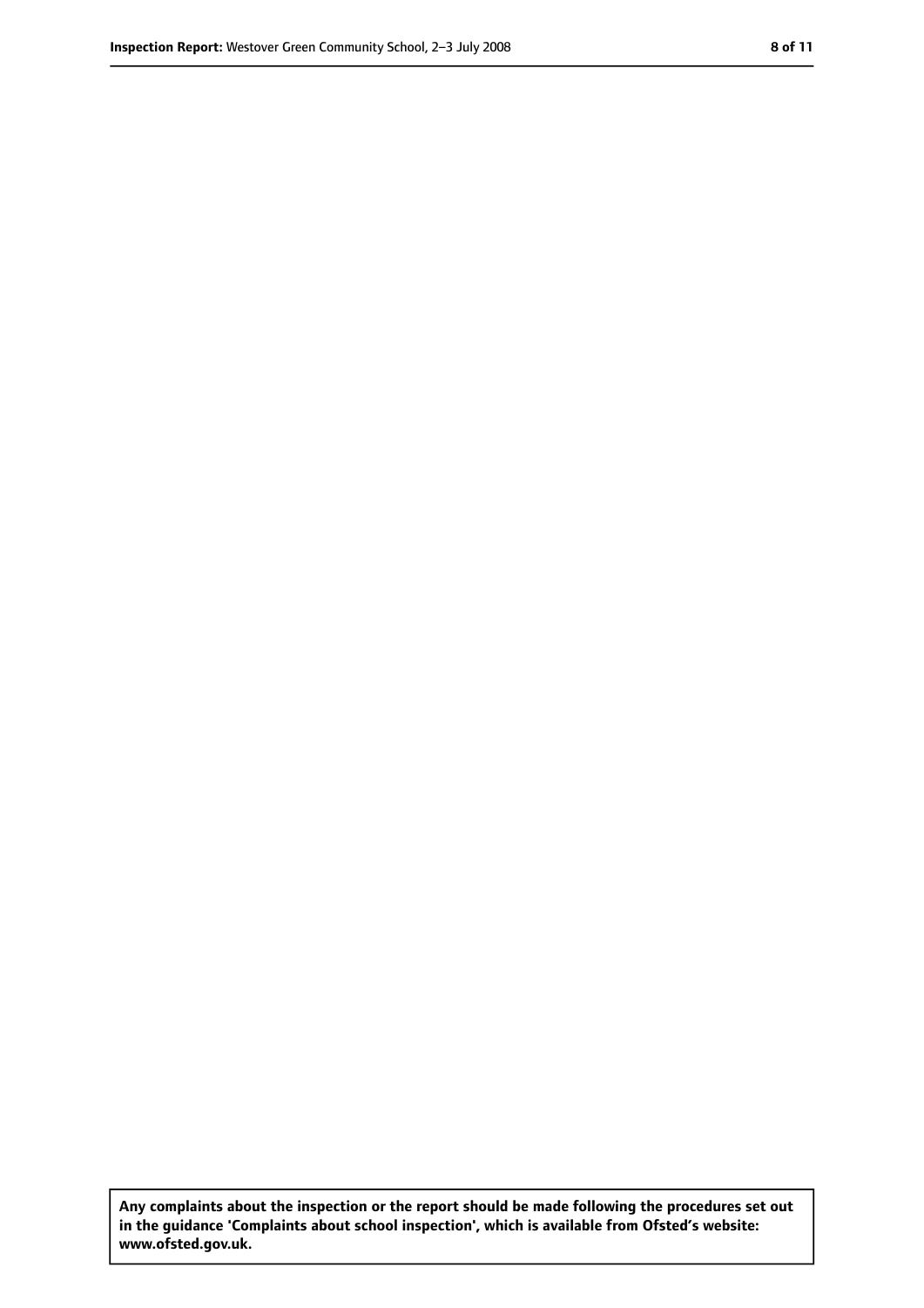**Any complaints about the inspection or the report should be made following the procedures set out in the guidance 'Complaints about school inspection', which is available from Ofsted's website: www.ofsted.gov.uk.**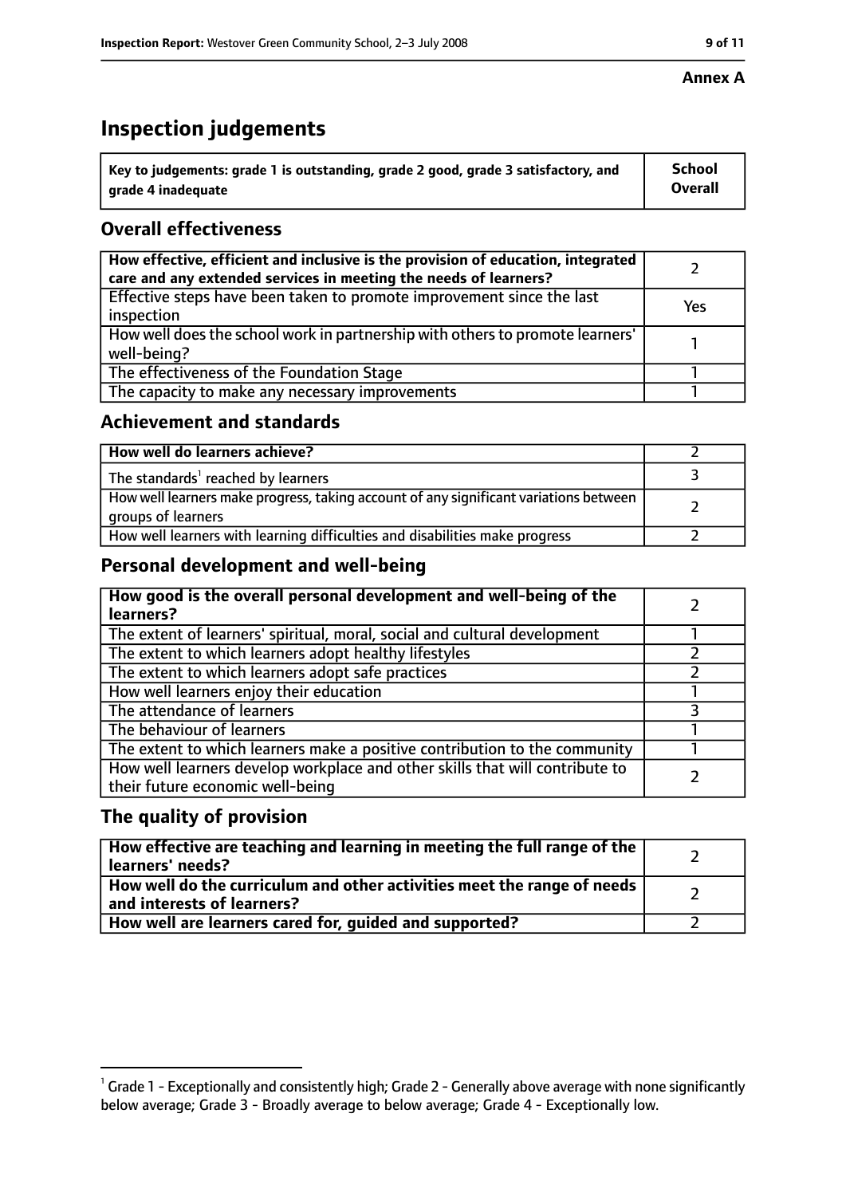**Annex A**

# Inspection judgements

| Key to judgements: grade 1 is outstanding, grade 2 good, grade 3 satisfactory, and grade 4 inadequate | School Overall |
|---|---|

## Overall effectiveness

| | |
|---|---|
| **How effective, efficient and inclusive is the provision of education, integrated care and any extended services in meeting the needs of learners?** | 2 |
| Effective steps have been taken to promote improvement since the last inspection | Yes |
| How well does the school work in partnership with others to promote learners' well-being? | 1 |
| The effectiveness of the Foundation Stage | 1 |
| The capacity to make any necessary improvements | 1 |

## Achievement and standards

| | |
|---|---|
| **How well do learners achieve?** | 2 |
| The standards[1] reached by learners | 3 |
| How well learners make progress, taking account of any significant variations between groups of learners | 2 |
| How well learners with learning difficulties and disabilities make progress | 2 |

## Personal development and well-being

| | |
|---|---|
| **How good is the overall personal development and well-being of the learners?** | 2 |
| The extent of learners' spiritual, moral, social and cultural development | 1 |
| The extent to which learners adopt healthy lifestyles | 2 |
| The extent to which learners adopt safe practices | 2 |
| How well learners enjoy their education | 1 |
| The attendance of learners | 3 |
| The behaviour of learners | 1 |
| The extent to which learners make a positive contribution to the community | 1 |
| How well learners develop workplace and other skills that will contribute to their future economic well-being | 2 |

## The quality of provision

| | |
|---|---|
| **How effective are teaching and learning in meeting the full range of the learners' needs?** | 2 |
| **How well do the curriculum and other activities meet the range of needs and interests of learners?** | 2 |
| **How well are learners cared for, guided and supported?** | 2 |

[1] Grade 1 - Exceptionally and consistently high; Grade 2 - Generally above average with none significantly below average; Grade 3 - Broadly average to below average; Grade 4 - Exceptionally low.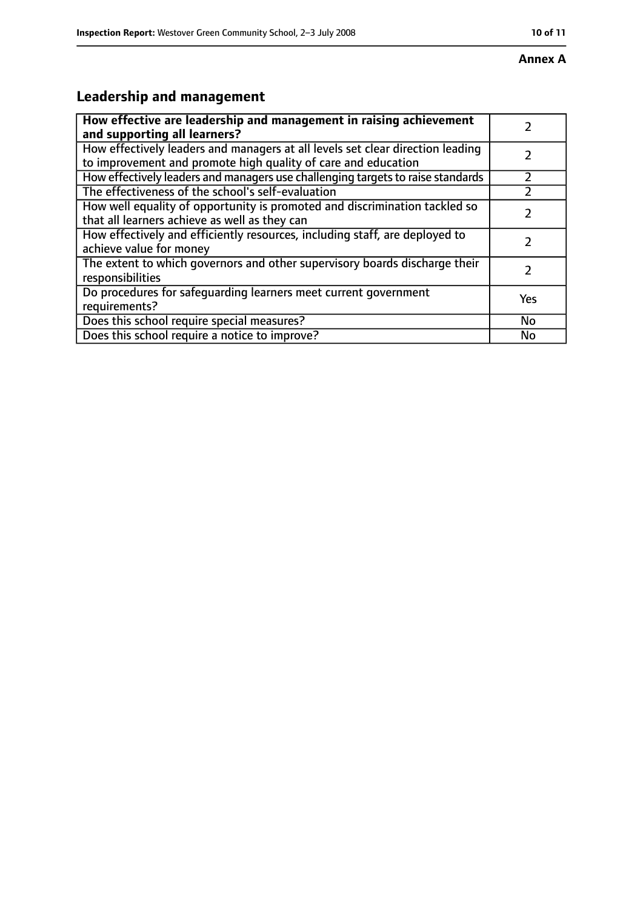**Annex A**

## Leadership and management

| **How effective are leadership and management in raising achievement and supporting all learners?** | 2 |
|---|---|
| How effectively leaders and managers at all levels set clear direction leading to improvement and promote high quality of care and education | 2 |
| How effectively leaders and managers use challenging targets to raise standards | 2 |
| The effectiveness of the school's self-evaluation | 2 |
| How well equality of opportunity is promoted and discrimination tackled so that all learners achieve as well as they can | 2 |
| How effectively and efficiently resources, including staff, are deployed to achieve value for money | 2 |
| The extent to which governors and other supervisory boards discharge their responsibilities | 2 |
| Do procedures for safeguarding learners meet current government requirements? | Yes |
| Does this school require special measures? | No |
| Does this school require a notice to improve? | No |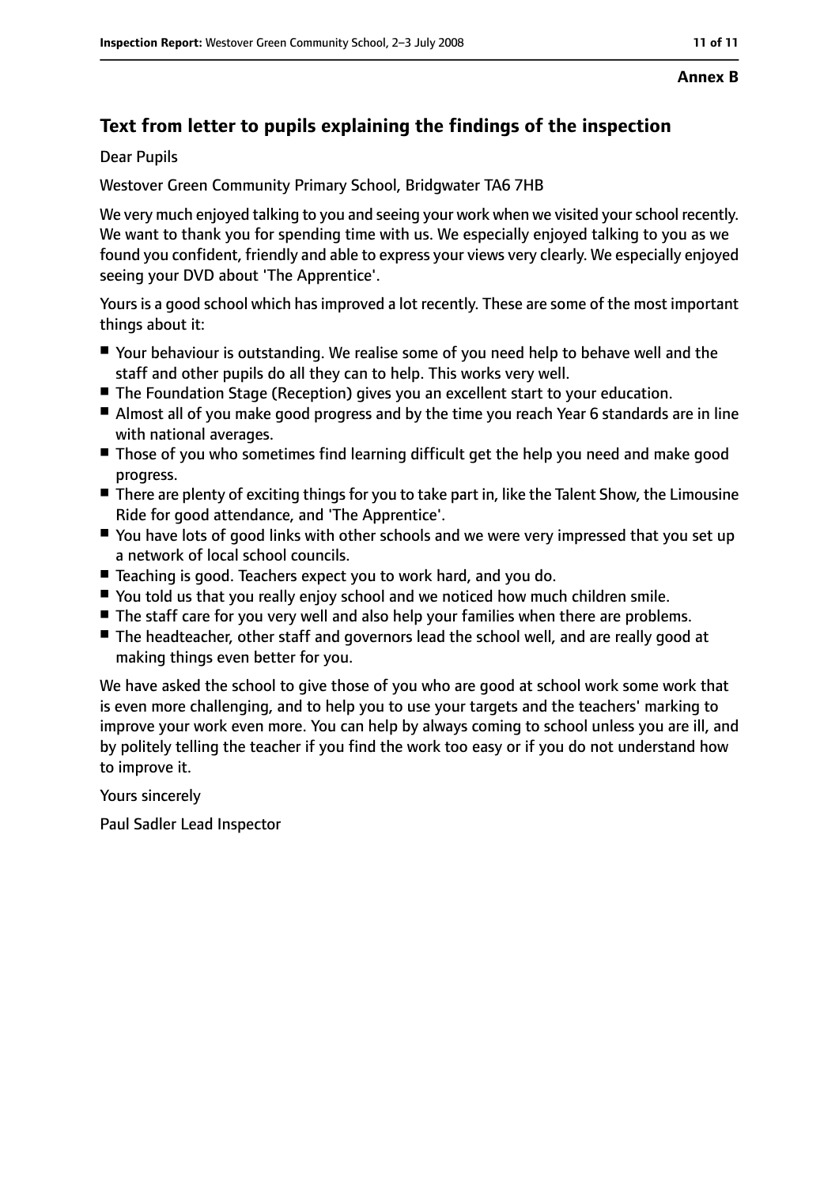**Annex B**

## Text from letter to pupils explaining the findings of the inspection

Dear Pupils

Westover Green Community Primary School, Bridgwater TA6 7HB

We very much enjoyed talking to you and seeing your work when we visited your school recently. We want to thank you for spending time with us. We especially enjoyed talking to you as we found you confident, friendly and able to express your views very clearly. We especially enjoyed seeing your DVD about 'The Apprentice'.

Yours is a good school which has improved a lot recently. These are some of the most important things about it:

- Your behaviour is outstanding. We realise some of you need help to behave well and the staff and other pupils do all they can to help. This works very well.
- The Foundation Stage (Reception) gives you an excellent start to your education.
- Almost all of you make good progress and by the time you reach Year 6 standards are in line with national averages.
- Those of you who sometimes find learning difficult get the help you need and make good progress.
- There are plenty of exciting things for you to take part in, like the Talent Show, the Limousine Ride for good attendance, and 'The Apprentice'.
- You have lots of good links with other schools and we were very impressed that you set up a network of local school councils.
- Teaching is good. Teachers expect you to work hard, and you do.
- You told us that you really enjoy school and we noticed how much children smile.
- The staff care for you very well and also help your families when there are problems.
- The headteacher, other staff and governors lead the school well, and are really good at making things even better for you.

We have asked the school to give those of you who are good at school work some work that is even more challenging, and to help you to use your targets and the teachers' marking to improve your work even more. You can help by always coming to school unless you are ill, and by politely telling the teacher if you find the work too easy or if you do not understand how to improve it.

Yours sincerely

Paul Sadler Lead Inspector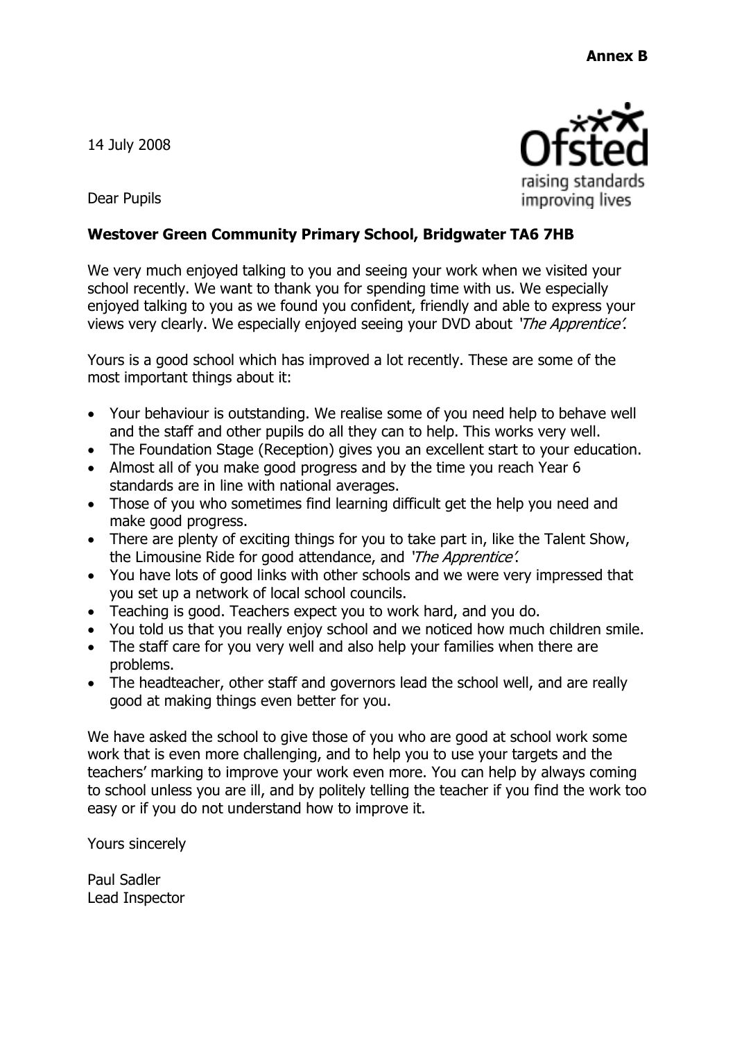**Annex B**

14 July 2008

Dear Pupils

**Westover Green Community Primary School, Bridgwater TA6 7HB**

We very much enjoyed talking to you and seeing your work when we visited your school recently. We want to thank you for spending time with us. We especially enjoyed talking to you as we found you confident, friendly and able to express your views very clearly. We especially enjoyed seeing your DVD about *'The Apprentice'*.

Yours is a good school which has improved a lot recently. These are some of the most important things about it:

- Your behaviour is outstanding. We realise some of you need help to behave well and the staff and other pupils do all they can to help. This works very well.
- The Foundation Stage (Reception) gives you an excellent start to your education.
- Almost all of you make good progress and by the time you reach Year 6 standards are in line with national averages.
- Those of you who sometimes find learning difficult get the help you need and make good progress.
- There are plenty of exciting things for you to take part in, like the Talent Show, the Limousine Ride for good attendance, and *'The Apprentice'*.
- You have lots of good links with other schools and we were very impressed that you set up a network of local school councils.
- Teaching is good. Teachers expect you to work hard, and you do.
- You told us that you really enjoy school and we noticed how much children smile.
- The staff care for you very well and also help your families when there are problems.
- The headteacher, other staff and governors lead the school well, and are really good at making things even better for you.

We have asked the school to give those of you who are good at school work some work that is even more challenging, and to help you to use your targets and the teachers' marking to improve your work even more. You can help by always coming to school unless you are ill, and by politely telling the teacher if you find the work too easy or if you do not understand how to improve it.

Yours sincerely

Paul Sadler
Lead Inspector